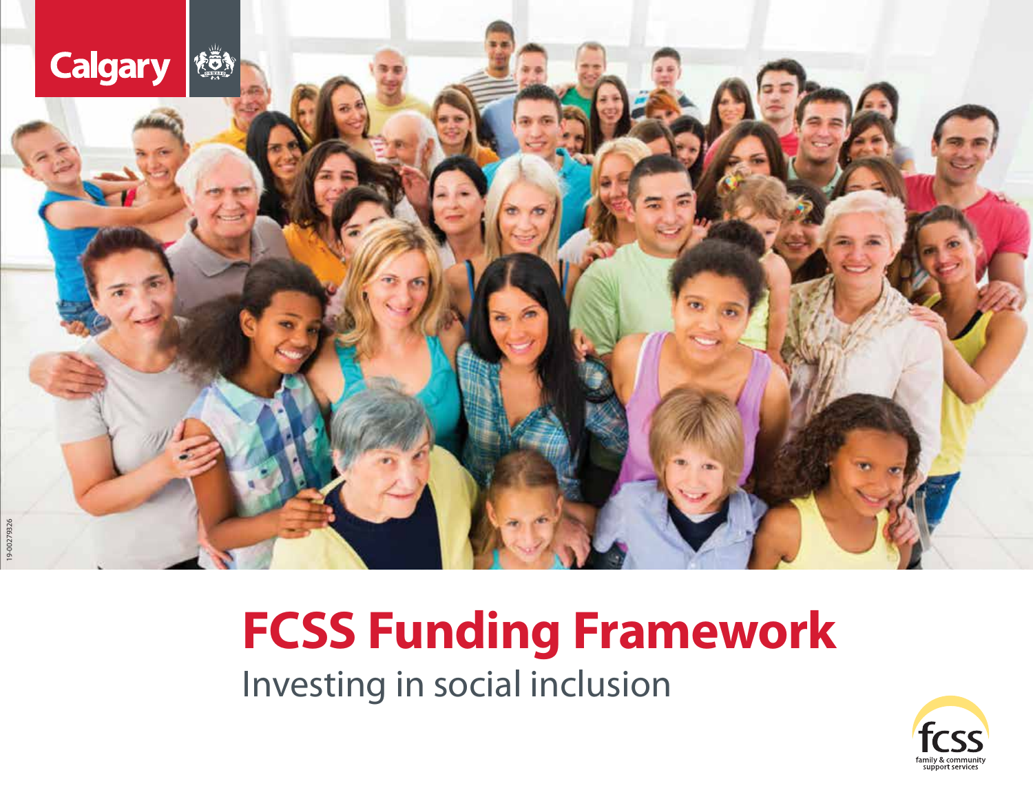Calgary

# FCSS Funding Framework

Investing in social inclusion

fcss
family & community support services

19-00279326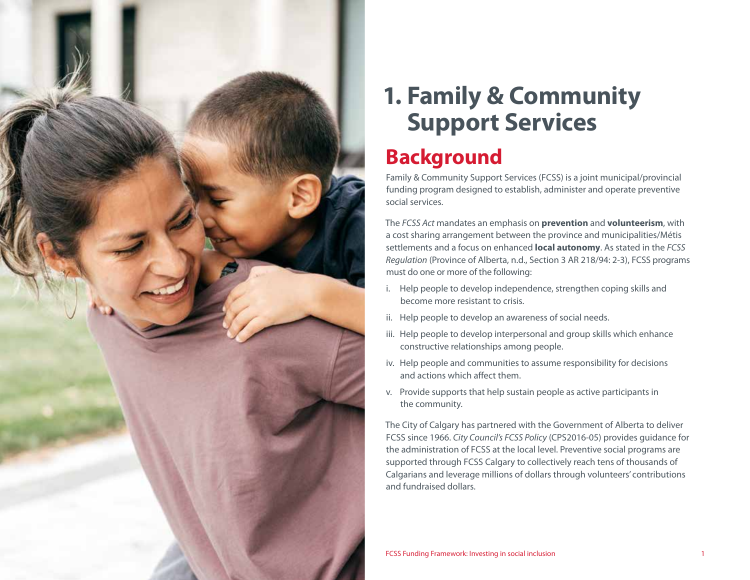# 1. Family & Community Support Services

## Background

Family & Community Support Services (FCSS) is a joint municipal/provincial funding program designed to establish, administer and operate preventive social services.

The *FCSS Act* mandates an emphasis on **prevention** and **volunteerism**, with a cost sharing arrangement between the province and municipalities/Métis settlements and a focus on enhanced **local autonomy**. As stated in the *FCSS Regulation* (Province of Alberta, n.d., Section 3 AR 218/94: 2-3), FCSS programs must do one or more of the following:

i. Help people to develop independence, strengthen coping skills and become more resistant to crisis.

ii. Help people to develop an awareness of social needs.

iii. Help people to develop interpersonal and group skills which enhance constructive relationships among people.

iv. Help people and communities to assume responsibility for decisions and actions which affect them.

v. Provide supports that help sustain people as active participants in the community.

The City of Calgary has partnered with the Government of Alberta to deliver FCSS since 1966. *City Council's FCSS Policy* (CPS2016-05) provides guidance for the administration of FCSS at the local level. Preventive social programs are supported through FCSS Calgary to collectively reach tens of thousands of Calgarians and leverage millions of dollars through volunteers' contributions and fundraised dollars.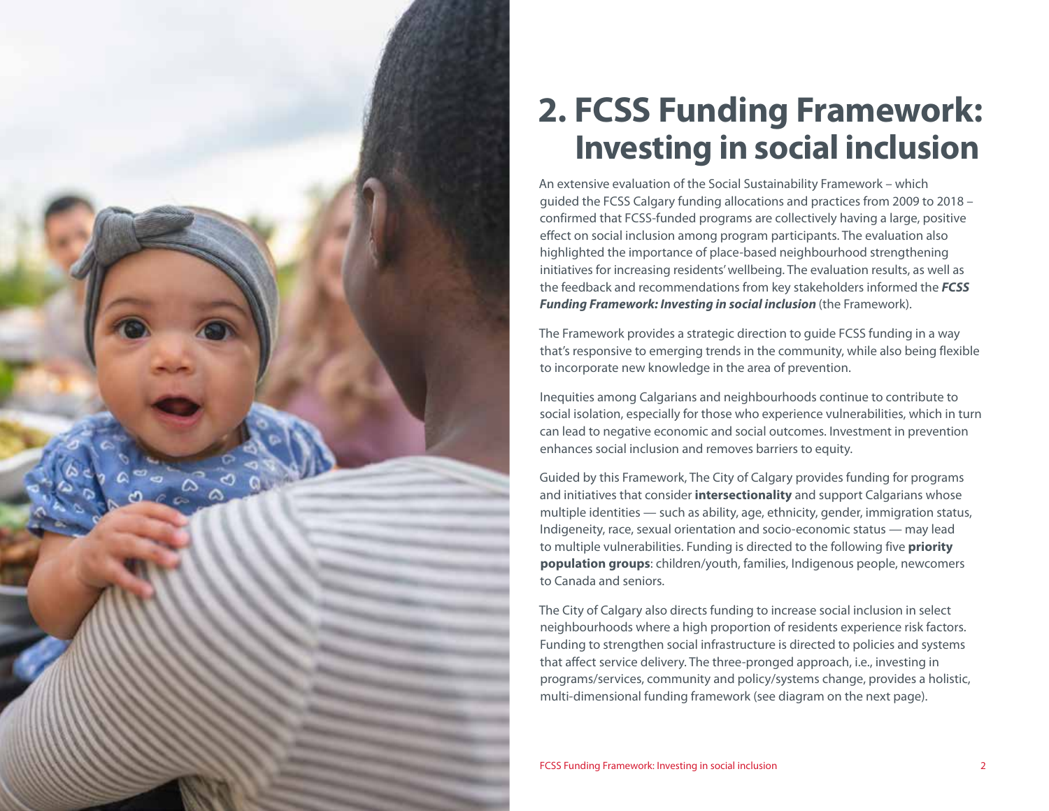# 2. FCSS Funding Framework: Investing in social inclusion

An extensive evaluation of the Social Sustainability Framework – which guided the FCSS Calgary funding allocations and practices from 2009 to 2018 – confirmed that FCSS-funded programs are collectively having a large, positive effect on social inclusion among program participants. The evaluation also highlighted the importance of place-based neighbourhood strengthening initiatives for increasing residents' wellbeing. The evaluation results, as well as the feedback and recommendations from key stakeholders informed the ***FCSS Funding Framework: Investing in social inclusion*** (the Framework).

The Framework provides a strategic direction to guide FCSS funding in a way that's responsive to emerging trends in the community, while also being flexible to incorporate new knowledge in the area of prevention.

Inequities among Calgarians and neighbourhoods continue to contribute to social isolation, especially for those who experience vulnerabilities, which in turn can lead to negative economic and social outcomes. Investment in prevention enhances social inclusion and removes barriers to equity.

Guided by this Framework, The City of Calgary provides funding for programs and initiatives that consider **intersectionality** and support Calgarians whose multiple identities — such as ability, age, ethnicity, gender, immigration status, Indigeneity, race, sexual orientation and socio-economic status — may lead to multiple vulnerabilities. Funding is directed to the following five **priority population groups**: children/youth, families, Indigenous people, newcomers to Canada and seniors.

The City of Calgary also directs funding to increase social inclusion in select neighbourhoods where a high proportion of residents experience risk factors. Funding to strengthen social infrastructure is directed to policies and systems that affect service delivery. The three-pronged approach, i.e., investing in programs/services, community and policy/systems change, provides a holistic, multi-dimensional funding framework (see diagram on the next page).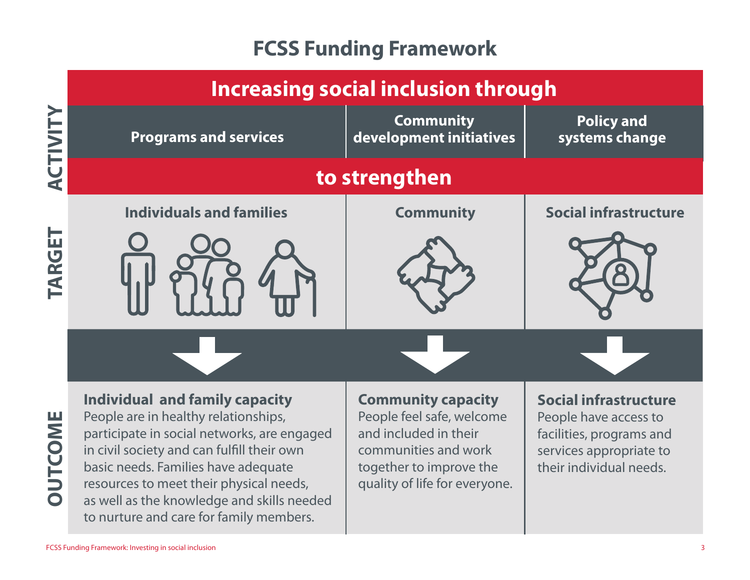# FCSS Funding Framework

| | Increasing social inclusion through | | |
|---|---|---|---|
| **ACTIVITY** | **Programs and services** | **Community development initiatives** | **Policy and systems change** |
| | **to strengthen** | | |
| **TARGET** | **Individuals and families** | **Community** | **Social infrastructure** |
| **OUTCOME** | **Individual and family capacity** People are in healthy relationships, participate in social networks, are engaged in civil society and can fulfill their own basic needs. Families have adequate resources to meet their physical needs, as well as the knowledge and skills needed to nurture and care for family members. | **Community capacity** People feel safe, welcome and included in their communities and work together to improve the quality of life for everyone. | **Social infrastructure** People have access to facilities, programs and services appropriate to their individual needs. |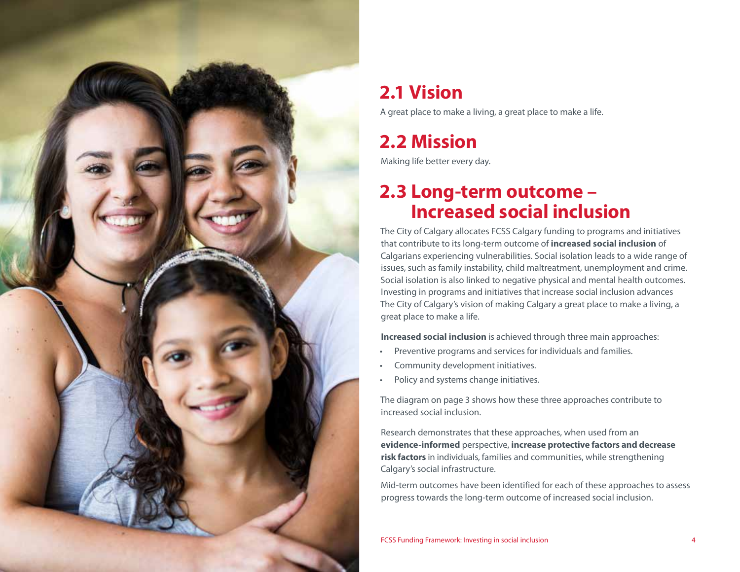## 2.1 Vision

A great place to make a living, a great place to make a life.

## 2.2 Mission

Making life better every day.

## 2.3 Long-term outcome – Increased social inclusion

The City of Calgary allocates FCSS Calgary funding to programs and initiatives that contribute to its long-term outcome of **increased social inclusion** of Calgarians experiencing vulnerabilities. Social isolation leads to a wide range of issues, such as family instability, child maltreatment, unemployment and crime. Social isolation is also linked to negative physical and mental health outcomes. Investing in programs and initiatives that increase social inclusion advances The City of Calgary's vision of making Calgary a great place to make a living, a great place to make a life.

**Increased social inclusion** is achieved through three main approaches:

- Preventive programs and services for individuals and families.
- Community development initiatives.
- Policy and systems change initiatives.

The diagram on page 3 shows how these three approaches contribute to increased social inclusion.

Research demonstrates that these approaches, when used from an **evidence-informed** perspective, **increase protective factors and decrease risk factors** in individuals, families and communities, while strengthening Calgary's social infrastructure.

Mid-term outcomes have been identified for each of these approaches to assess progress towards the long-term outcome of increased social inclusion.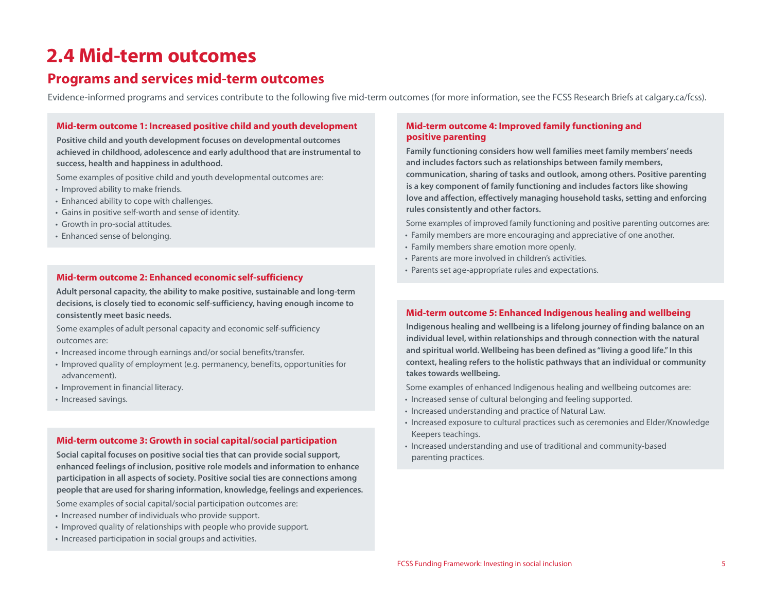# 2.4 Mid-term outcomes

## Programs and services mid-term outcomes

Evidence-informed programs and services contribute to the following five mid-term outcomes (for more information, see the FCSS Research Briefs at calgary.ca/fcss).

### Mid-term outcome 1: Increased positive child and youth development

**Positive child and youth development focuses on developmental outcomes achieved in childhood, adolescence and early adulthood that are instrumental to success, health and happiness in adulthood.**

Some examples of positive child and youth developmental outcomes are:

- Improved ability to make friends.
- Enhanced ability to cope with challenges.
- Gains in positive self-worth and sense of identity.
- Growth in pro-social attitudes.
- Enhanced sense of belonging.

### Mid-term outcome 2: Enhanced economic self-sufficiency

**Adult personal capacity, the ability to make positive, sustainable and long-term decisions, is closely tied to economic self-sufficiency, having enough income to consistently meet basic needs.**

Some examples of adult personal capacity and economic self-sufficiency outcomes are:

- Increased income through earnings and/or social benefits/transfer.
- Improved quality of employment (e.g. permanency, benefits, opportunities for advancement).
- Improvement in financial literacy.
- Increased savings.

### Mid-term outcome 3: Growth in social capital/social participation

**Social capital focuses on positive social ties that can provide social support, enhanced feelings of inclusion, positive role models and information to enhance participation in all aspects of society. Positive social ties are connections among people that are used for sharing information, knowledge, feelings and experiences.**

Some examples of social capital/social participation outcomes are:

- Increased number of individuals who provide support.
- Improved quality of relationships with people who provide support.
- Increased participation in social groups and activities.

### Mid-term outcome 4: Improved family functioning and positive parenting

**Family functioning considers how well families meet family members' needs and includes factors such as relationships between family members, communication, sharing of tasks and outlook, among others. Positive parenting is a key component of family functioning and includes factors like showing love and affection, effectively managing household tasks, setting and enforcing rules consistently and other factors.**

Some examples of improved family functioning and positive parenting outcomes are:

- Family members are more encouraging and appreciative of one another.
- Family members share emotion more openly.
- Parents are more involved in children's activities.
- Parents set age-appropriate rules and expectations.

### Mid-term outcome 5: Enhanced Indigenous healing and wellbeing

**Indigenous healing and wellbeing is a lifelong journey of finding balance on an individual level, within relationships and through connection with the natural and spiritual world. Wellbeing has been defined as "living a good life." In this context, healing refers to the holistic pathways that an individual or community takes towards wellbeing.**

Some examples of enhanced Indigenous healing and wellbeing outcomes are:

- Increased sense of cultural belonging and feeling supported.
- Increased understanding and practice of Natural Law.
- Increased exposure to cultural practices such as ceremonies and Elder/Knowledge Keepers teachings.
- Increased understanding and use of traditional and community-based parenting practices.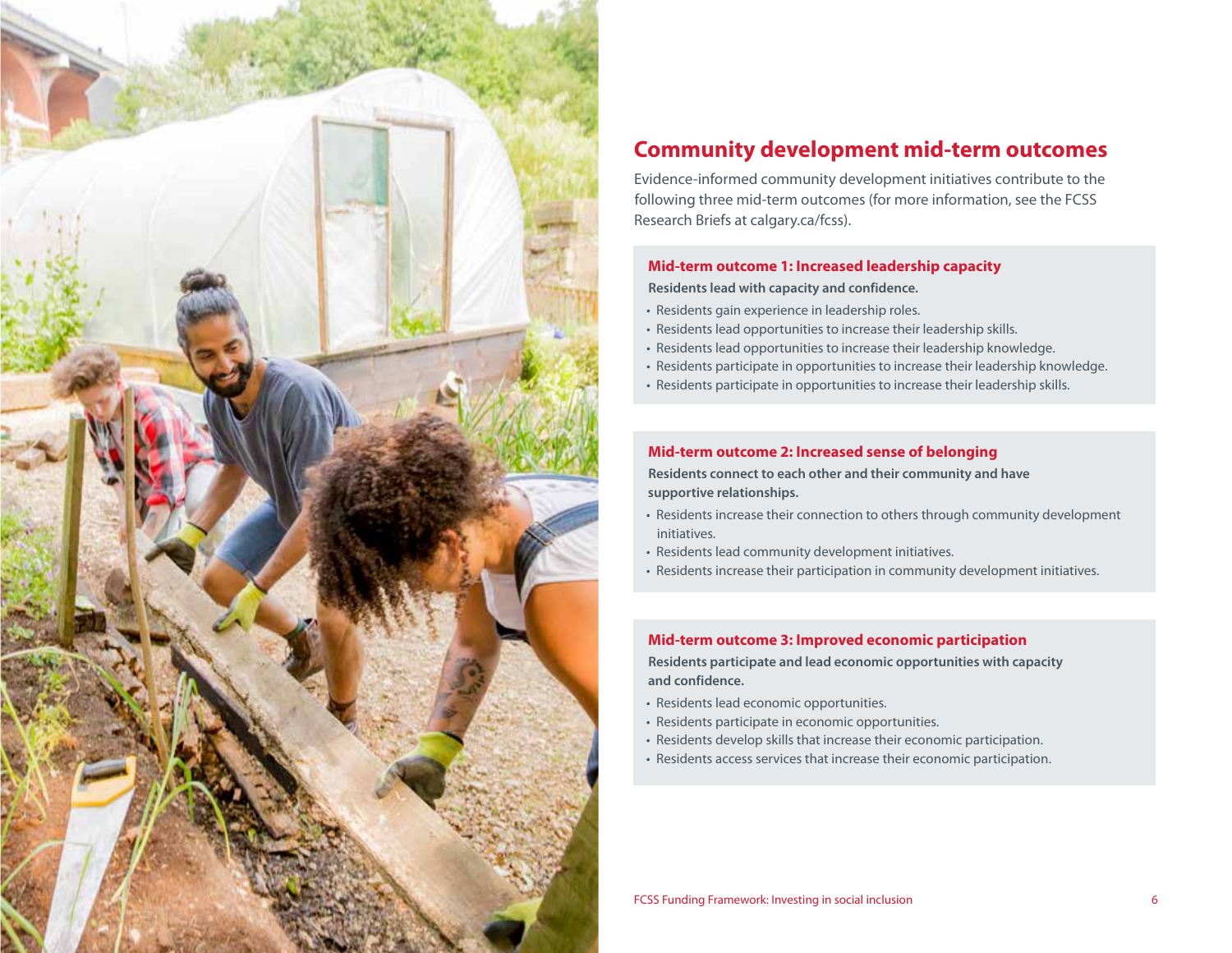## Community development mid-term outcomes

Evidence-informed community development initiatives contribute to the following three mid-term outcomes (for more information, see the FCSS Research Briefs at calgary.ca/fcss).

### Mid-term outcome 1: Increased leadership capacity

**Residents lead with capacity and confidence.**

- Residents gain experience in leadership roles.
- Residents lead opportunities to increase their leadership skills.
- Residents lead opportunities to increase their leadership knowledge.
- Residents participate in opportunities to increase their leadership knowledge.
- Residents participate in opportunities to increase their leadership skills.

### Mid-term outcome 2: Increased sense of belonging

**Residents connect to each other and their community and have supportive relationships.**

- Residents increase their connection to others through community development initiatives.
- Residents lead community development initiatives.
- Residents increase their participation in community development initiatives.

### Mid-term outcome 3: Improved economic participation

**Residents participate and lead economic opportunities with capacity and confidence.**

- Residents lead economic opportunities.
- Residents participate in economic opportunities.
- Residents develop skills that increase their economic participation.
- Residents access services that increase their economic participation.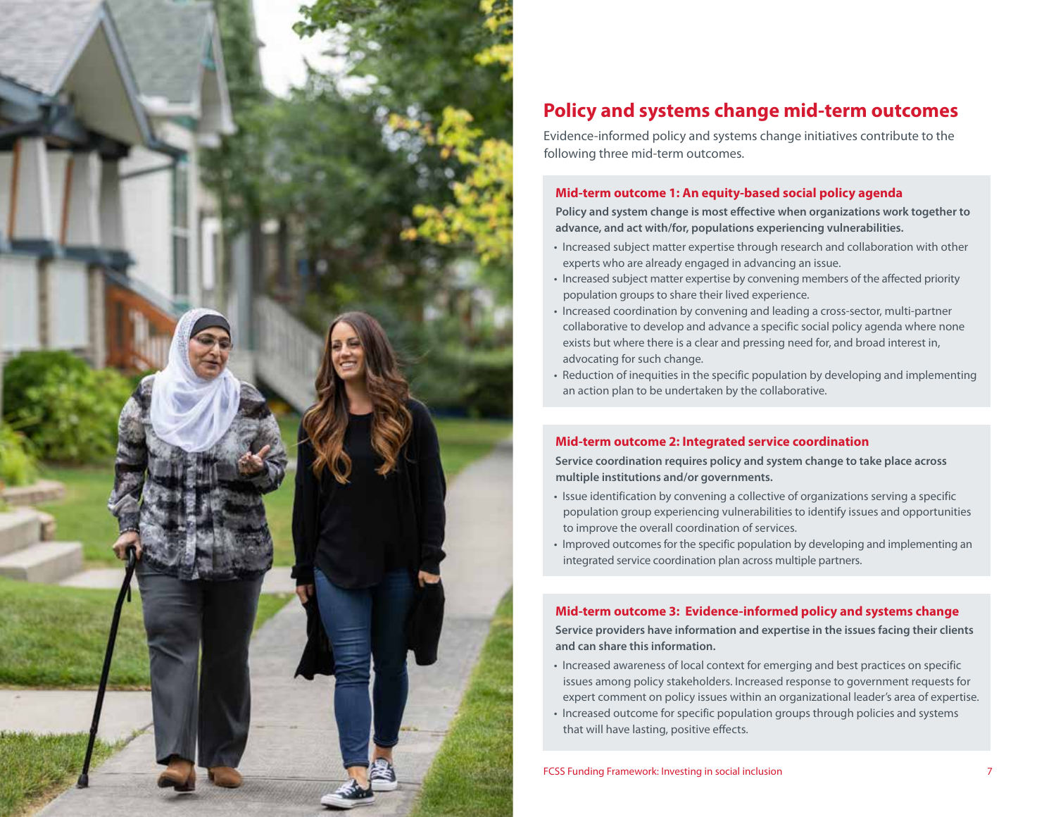## Policy and systems change mid-term outcomes

Evidence-informed policy and systems change initiatives contribute to the following three mid-term outcomes.

### Mid-term outcome 1: An equity-based social policy agenda

**Policy and system change is most effective when organizations work together to advance, and act with/for, populations experiencing vulnerabilities.**

- Increased subject matter expertise through research and collaboration with other experts who are already engaged in advancing an issue.
- Increased subject matter expertise by convening members of the affected priority population groups to share their lived experience.
- Increased coordination by convening and leading a cross-sector, multi-partner collaborative to develop and advance a specific social policy agenda where none exists but where there is a clear and pressing need for, and broad interest in, advocating for such change.
- Reduction of inequities in the specific population by developing and implementing an action plan to be undertaken by the collaborative.

### Mid-term outcome 2: Integrated service coordination

**Service coordination requires policy and system change to take place across multiple institutions and/or governments.**

- Issue identification by convening a collective of organizations serving a specific population group experiencing vulnerabilities to identify issues and opportunities to improve the overall coordination of services.
- Improved outcomes for the specific population by developing and implementing an integrated service coordination plan across multiple partners.

### Mid-term outcome 3: Evidence-informed policy and systems change

**Service providers have information and expertise in the issues facing their clients and can share this information.**

- Increased awareness of local context for emerging and best practices on specific issues among policy stakeholders. Increased response to government requests for expert comment on policy issues within an organizational leader's area of expertise.
- Increased outcome for specific population groups through policies and systems that will have lasting, positive effects.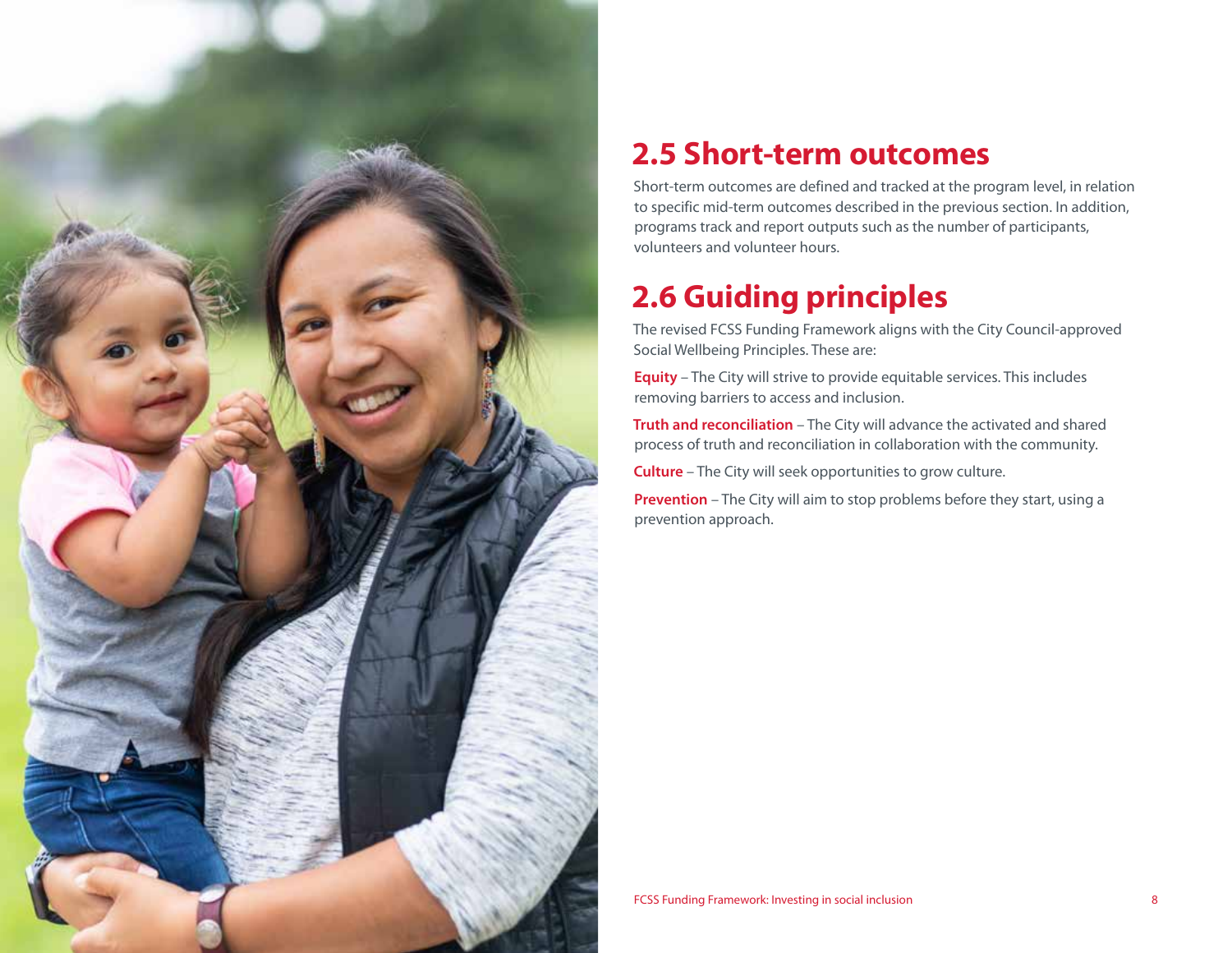## 2.5 Short-term outcomes

Short-term outcomes are defined and tracked at the program level, in relation to specific mid-term outcomes described in the previous section. In addition, programs track and report outputs such as the number of participants, volunteers and volunteer hours.

## 2.6 Guiding principles

The revised FCSS Funding Framework aligns with the City Council-approved Social Wellbeing Principles. These are:

**Equity** – The City will strive to provide equitable services. This includes removing barriers to access and inclusion.

**Truth and reconciliation** – The City will advance the activated and shared process of truth and reconciliation in collaboration with the community.

**Culture** – The City will seek opportunities to grow culture.

**Prevention** – The City will aim to stop problems before they start, using a prevention approach.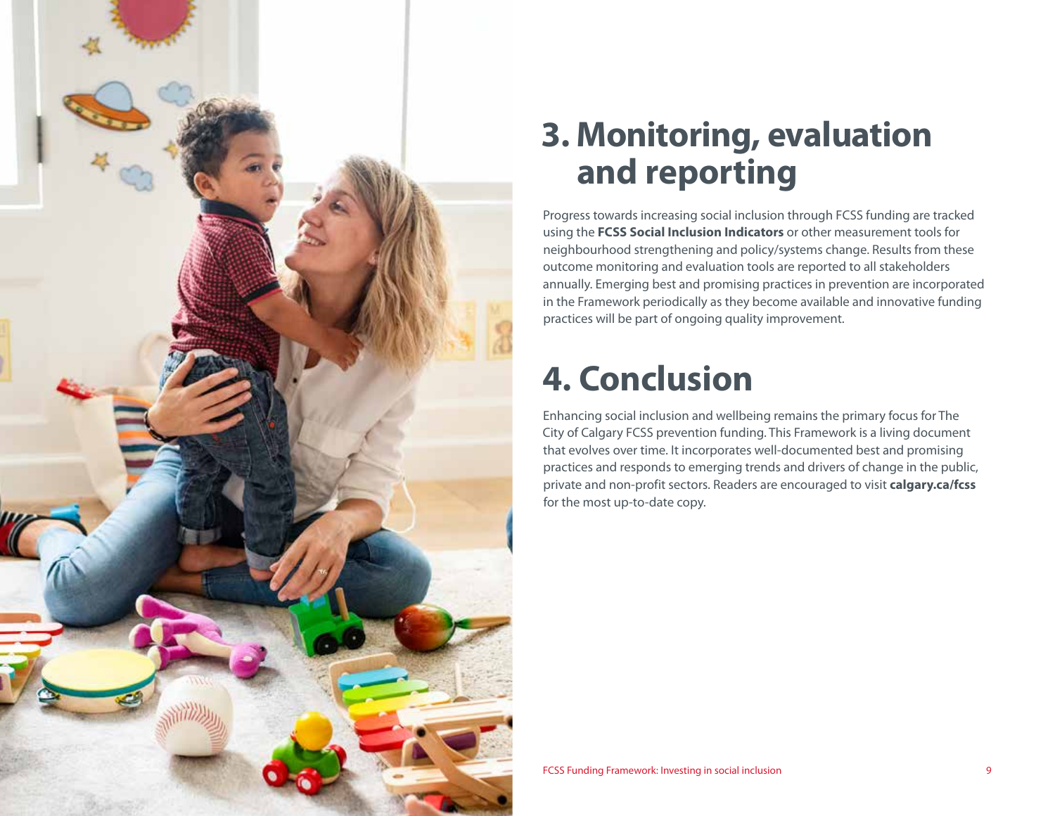# 3. Monitoring, evaluation and reporting

Progress towards increasing social inclusion through FCSS funding are tracked using the **FCSS Social Inclusion Indicators** or other measurement tools for neighbourhood strengthening and policy/systems change. Results from these outcome monitoring and evaluation tools are reported to all stakeholders annually. Emerging best and promising practices in prevention are incorporated in the Framework periodically as they become available and innovative funding practices will be part of ongoing quality improvement.

# 4. Conclusion

Enhancing social inclusion and wellbeing remains the primary focus for The City of Calgary FCSS prevention funding. This Framework is a living document that evolves over time. It incorporates well-documented best and promising practices and responds to emerging trends and drivers of change in the public, private and non-profit sectors. Readers are encouraged to visit **calgary.ca/fcss** for the most up-to-date copy.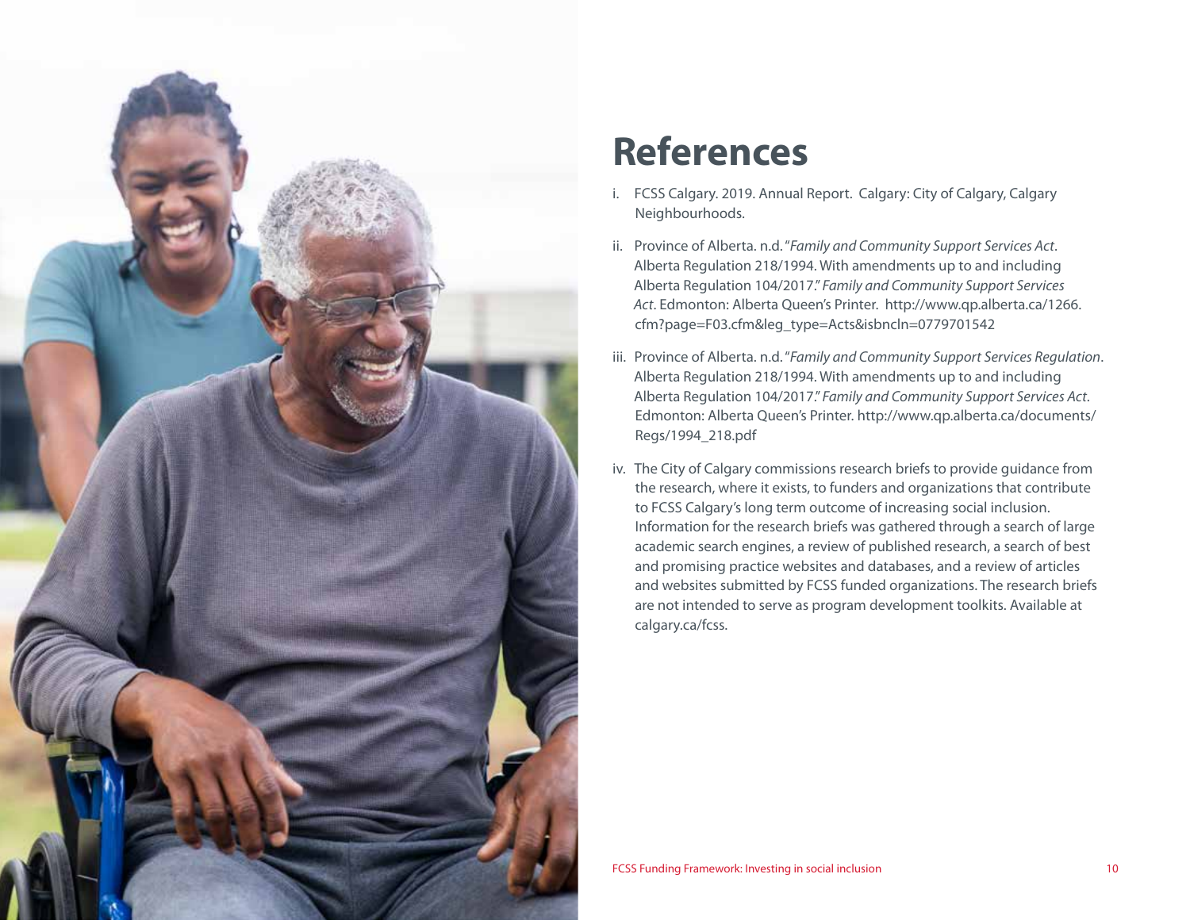# References

i. FCSS Calgary. 2019. Annual Report. Calgary: City of Calgary, Calgary Neighbourhoods.

ii. Province of Alberta. n.d. "*Family and Community Support Services Act*. Alberta Regulation 218/1994. With amendments up to and including Alberta Regulation 104/2017." *Family and Community Support Services Act*. Edmonton: Alberta Queen's Printer. http://www.qp.alberta.ca/1266.cfm?page=F03.cfm&leg_type=Acts&isbncln=0779701542

iii. Province of Alberta. n.d. "*Family and Community Support Services Regulation*. Alberta Regulation 218/1994. With amendments up to and including Alberta Regulation 104/2017." *Family and Community Support Services Act*. Edmonton: Alberta Queen's Printer. http://www.qp.alberta.ca/documents/Regs/1994_218.pdf

iv. The City of Calgary commissions research briefs to provide guidance from the research, where it exists, to funders and organizations that contribute to FCSS Calgary's long term outcome of increasing social inclusion. Information for the research briefs was gathered through a search of large academic search engines, a review of published research, a search of best and promising practice websites and databases, and a review of articles and websites submitted by FCSS funded organizations. The research briefs are not intended to serve as program development toolkits. Available at calgary.ca/fcss.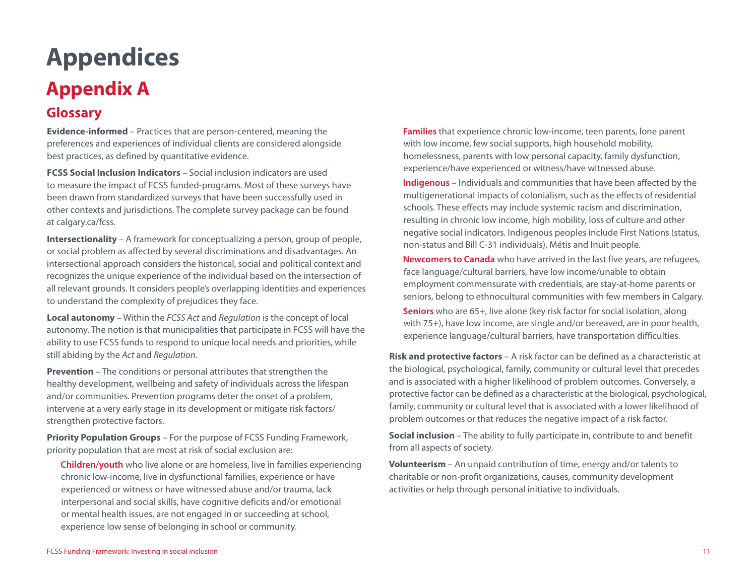# Appendices

## Appendix A

### Glossary

**Evidence-informed** – Practices that are person-centered, meaning the preferences and experiences of individual clients are considered alongside best practices, as defined by quantitative evidence.

**FCSS Social Inclusion Indicators** – Social inclusion indicators are used to measure the impact of FCSS funded-programs. Most of these surveys have been drawn from standardized surveys that have been successfully used in other contexts and jurisdictions. The complete survey package can be found at calgary.ca/fcss.

**Intersectionality** – A framework for conceptualizing a person, group of people, or social problem as affected by several discriminations and disadvantages. An intersectional approach considers the historical, social and political context and recognizes the unique experience of the individual based on the intersection of all relevant grounds. It considers people's overlapping identities and experiences to understand the complexity of prejudices they face.

**Local autonomy** – Within the *FCSS Act* and *Regulation* is the concept of local autonomy. The notion is that municipalities that participate in FCSS will have the ability to use FCSS funds to respond to unique local needs and priorities, while still abiding by the *Act* and *Regulation*.

**Prevention** – The conditions or personal attributes that strengthen the healthy development, wellbeing and safety of individuals across the lifespan and/or communities. Prevention programs deter the onset of a problem, intervene at a very early stage in its development or mitigate risk factors/ strengthen protective factors.

**Priority Population Groups** – For the purpose of FCSS Funding Framework, priority population that are most at risk of social exclusion are:

- **Children/youth** who live alone or are homeless, live in families experiencing chronic low-income, live in dysfunctional families, experience or have experienced or witness or have witnessed abuse and/or trauma, lack interpersonal and social skills, have cognitive deficits and/or emotional or mental health issues, are not engaged in or succeeding at school, experience low sense of belonging in school or community.
- **Families** that experience chronic low-income, teen parents, lone parent with low income, few social supports, high household mobility, homelessness, parents with low personal capacity, family dysfunction, experience/have experienced or witness/have witnessed abuse.
- **Indigenous** – Individuals and communities that have been affected by the multigenerational impacts of colonialism, such as the effects of residential schools. These effects may include systemic racism and discrimination, resulting in chronic low income, high mobility, loss of culture and other negative social indicators. Indigenous peoples include First Nations (status, non-status and Bill C-31 individuals), Métis and Inuit people.
- **Newcomers to Canada** who have arrived in the last five years, are refugees, face language/cultural barriers, have low income/unable to obtain employment commensurate with credentials, are stay-at-home parents or seniors, belong to ethnocultural communities with few members in Calgary.
- **Seniors** who are 65+, live alone (key risk factor for social isolation, along with 75+), have low income, are single and/or bereaved, are in poor health, experience language/cultural barriers, have transportation difficulties.

**Risk and protective factors** – A risk factor can be defined as a characteristic at the biological, psychological, family, community or cultural level that precedes and is associated with a higher likelihood of problem outcomes. Conversely, a protective factor can be defined as a characteristic at the biological, psychological, family, community or cultural level that is associated with a lower likelihood of problem outcomes or that reduces the negative impact of a risk factor.

**Social inclusion** – The ability to fully participate in, contribute to and benefit from all aspects of society.

**Volunteerism** – An unpaid contribution of time, energy and/or talents to charitable or non-profit organizations, causes, community development activities or help through personal initiative to individuals.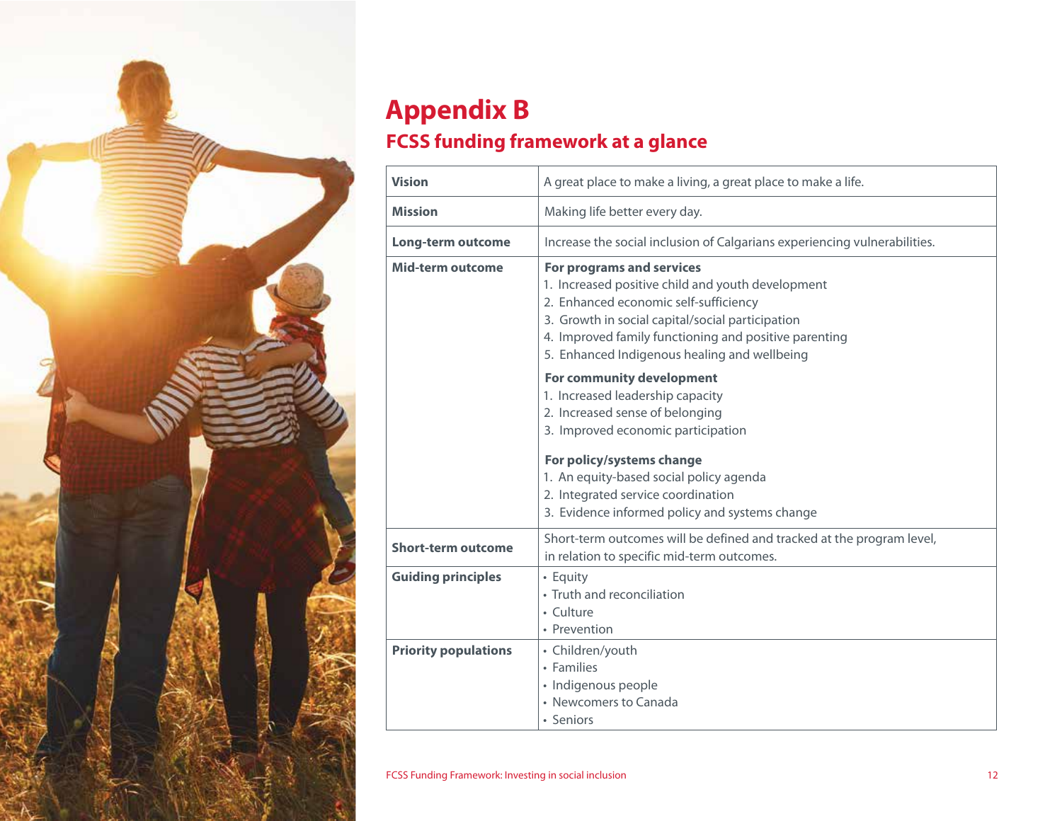# Appendix B

## FCSS funding framework at a glance

| | |
|---|---|
| **Vision** | A great place to make a living, a great place to make a life. |
| **Mission** | Making life better every day. |
| **Long-term outcome** | Increase the social inclusion of Calgarians experiencing vulnerabilities. |
| **Mid-term outcome** | **For programs and services**<br>1. Increased positive child and youth development<br>2. Enhanced economic self-sufficiency<br>3. Growth in social capital/social participation<br>4. Improved family functioning and positive parenting<br>5. Enhanced Indigenous healing and wellbeing<br>**For community development**<br>1. Increased leadership capacity<br>2. Increased sense of belonging<br>3. Improved economic participation<br>**For policy/systems change**<br>1. An equity-based social policy agenda<br>2. Integrated service coordination<br>3. Evidence informed policy and systems change |
| **Short-term outcome** | Short-term outcomes will be defined and tracked at the program level, in relation to specific mid-term outcomes. |
| **Guiding principles** | • Equity<br>• Truth and reconciliation<br>• Culture<br>• Prevention |
| **Priority populations** | • Children/youth<br>• Families<br>• Indigenous people<br>• Newcomers to Canada<br>• Seniors |